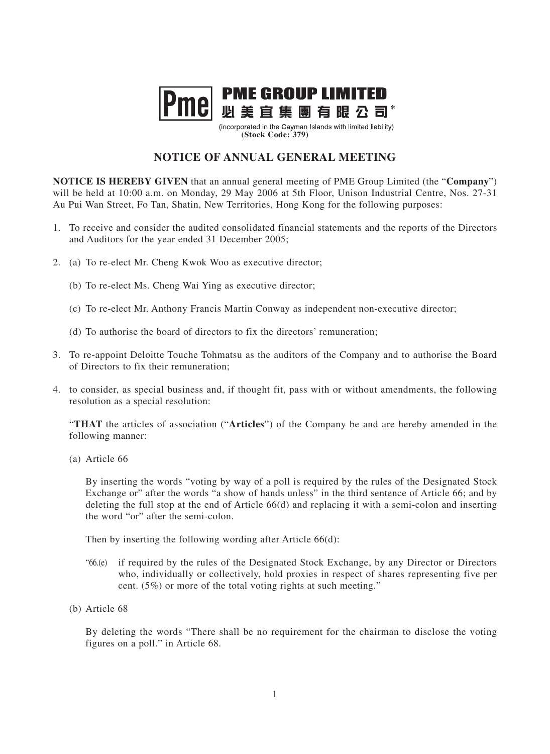# PME GROUP LIMITED
# 必美宜集團有限公司*

(incorporated in the Cayman Islands with limited liability)
**(Stock Code: 379)**

## NOTICE OF ANNUAL GENERAL MEETING

**NOTICE IS HEREBY GIVEN** that an annual general meeting of PME Group Limited (the "**Company**") will be held at 10:00 a.m. on Monday, 29 May 2006 at 5th Floor, Unison Industrial Centre, Nos. 27-31 Au Pui Wan Street, Fo Tan, Shatin, New Territories, Hong Kong for the following purposes:

1. To receive and consider the audited consolidated financial statements and the reports of the Directors and Auditors for the year ended 31 December 2005;

2. (a) To re-elect Mr. Cheng Kwok Woo as executive director;

   (b) To re-elect Ms. Cheng Wai Ying as executive director;

   (c) To re-elect Mr. Anthony Francis Martin Conway as independent non-executive director;

   (d) To authorise the board of directors to fix the directors' remuneration;

3. To re-appoint Deloitte Touche Tohmatsu as the auditors of the Company and to authorise the Board of Directors to fix their remuneration;

4. to consider, as special business and, if thought fit, pass with or without amendments, the following resolution as a special resolution:

   "**THAT** the articles of association ("**Articles**") of the Company be and are hereby amended in the following manner:

   (a) Article 66

   By inserting the words "voting by way of a poll is required by the rules of the Designated Stock Exchange or" after the words "a show of hands unless" in the third sentence of Article 66; and by deleting the full stop at the end of Article 66(d) and replacing it with a semi-colon and inserting the word "or" after the semi-colon.

   Then by inserting the following wording after Article 66(d):

   "66.(e) if required by the rules of the Designated Stock Exchange, by any Director or Directors who, individually or collectively, hold proxies in respect of shares representing five per cent. (5%) or more of the total voting rights at such meeting."

   (b) Article 68

   By deleting the words "There shall be no requirement for the chairman to disclose the voting figures on a poll." in Article 68.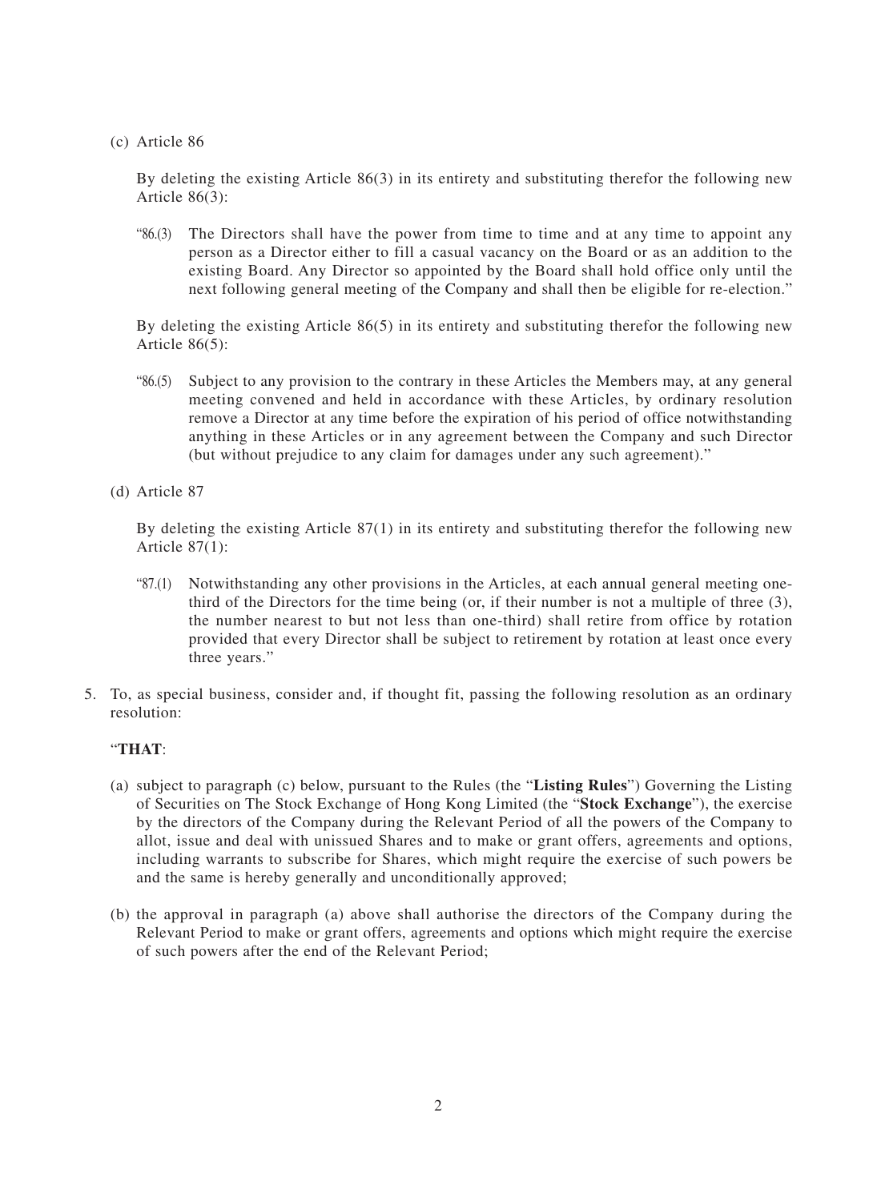(c) Article 86

By deleting the existing Article 86(3) in its entirety and substituting therefor the following new Article 86(3):

"86.(3) The Directors shall have the power from time to time and at any time to appoint any person as a Director either to fill a casual vacancy on the Board or as an addition to the existing Board. Any Director so appointed by the Board shall hold office only until the next following general meeting of the Company and shall then be eligible for re-election."

By deleting the existing Article 86(5) in its entirety and substituting therefor the following new Article 86(5):

"86.(5) Subject to any provision to the contrary in these Articles the Members may, at any general meeting convened and held in accordance with these Articles, by ordinary resolution remove a Director at any time before the expiration of his period of office notwithstanding anything in these Articles or in any agreement between the Company and such Director (but without prejudice to any claim for damages under any such agreement)."

(d) Article 87

By deleting the existing Article 87(1) in its entirety and substituting therefor the following new Article 87(1):

"87.(1) Notwithstanding any other provisions in the Articles, at each annual general meeting one-third of the Directors for the time being (or, if their number is not a multiple of three (3), the number nearest to but not less than one-third) shall retire from office by rotation provided that every Director shall be subject to retirement by rotation at least once every three years."

5. To, as special business, consider and, if thought fit, passing the following resolution as an ordinary resolution:

"**THAT**:

(a) subject to paragraph (c) below, pursuant to the Rules (the "**Listing Rules**") Governing the Listing of Securities on The Stock Exchange of Hong Kong Limited (the "**Stock Exchange**"), the exercise by the directors of the Company during the Relevant Period of all the powers of the Company to allot, issue and deal with unissued Shares and to make or grant offers, agreements and options, including warrants to subscribe for Shares, which might require the exercise of such powers be and the same is hereby generally and unconditionally approved;

(b) the approval in paragraph (a) above shall authorise the directors of the Company during the Relevant Period to make or grant offers, agreements and options which might require the exercise of such powers after the end of the Relevant Period;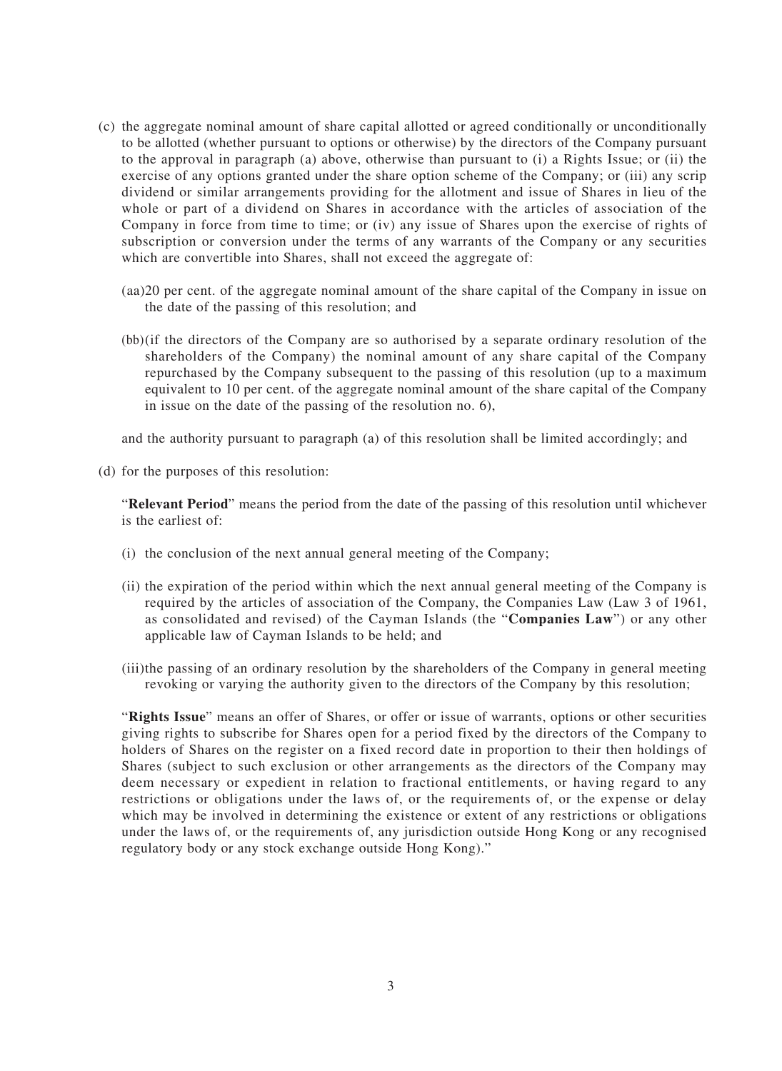(c) the aggregate nominal amount of share capital allotted or agreed conditionally or unconditionally to be allotted (whether pursuant to options or otherwise) by the directors of the Company pursuant to the approval in paragraph (a) above, otherwise than pursuant to (i) a Rights Issue; or (ii) the exercise of any options granted under the share option scheme of the Company; or (iii) any scrip dividend or similar arrangements providing for the allotment and issue of Shares in lieu of the whole or part of a dividend on Shares in accordance with the articles of association of the Company in force from time to time; or (iv) any issue of Shares upon the exercise of rights of subscription or conversion under the terms of any warrants of the Company or any securities which are convertible into Shares, shall not exceed the aggregate of:

(aa) 20 per cent. of the aggregate nominal amount of the share capital of the Company in issue on the date of the passing of this resolution; and

(bb) (if the directors of the Company are so authorised by a separate ordinary resolution of the shareholders of the Company) the nominal amount of any share capital of the Company repurchased by the Company subsequent to the passing of this resolution (up to a maximum equivalent to 10 per cent. of the aggregate nominal amount of the share capital of the Company in issue on the date of the passing of the resolution no. 6),

and the authority pursuant to paragraph (a) of this resolution shall be limited accordingly; and

(d) for the purposes of this resolution:

"**Relevant Period**" means the period from the date of the passing of this resolution until whichever is the earliest of:

(i) the conclusion of the next annual general meeting of the Company;

(ii) the expiration of the period within which the next annual general meeting of the Company is required by the articles of association of the Company, the Companies Law (Law 3 of 1961, as consolidated and revised) of the Cayman Islands (the "**Companies Law**") or any other applicable law of Cayman Islands to be held; and

(iii) the passing of an ordinary resolution by the shareholders of the Company in general meeting revoking or varying the authority given to the directors of the Company by this resolution;

"**Rights Issue**" means an offer of Shares, or offer or issue of warrants, options or other securities giving rights to subscribe for Shares open for a period fixed by the directors of the Company to holders of Shares on the register on a fixed record date in proportion to their then holdings of Shares (subject to such exclusion or other arrangements as the directors of the Company may deem necessary or expedient in relation to fractional entitlements, or having regard to any restrictions or obligations under the laws of, or the requirements of, or the expense or delay which may be involved in determining the existence or extent of any restrictions or obligations under the laws of, or the requirements of, any jurisdiction outside Hong Kong or any recognised regulatory body or any stock exchange outside Hong Kong)."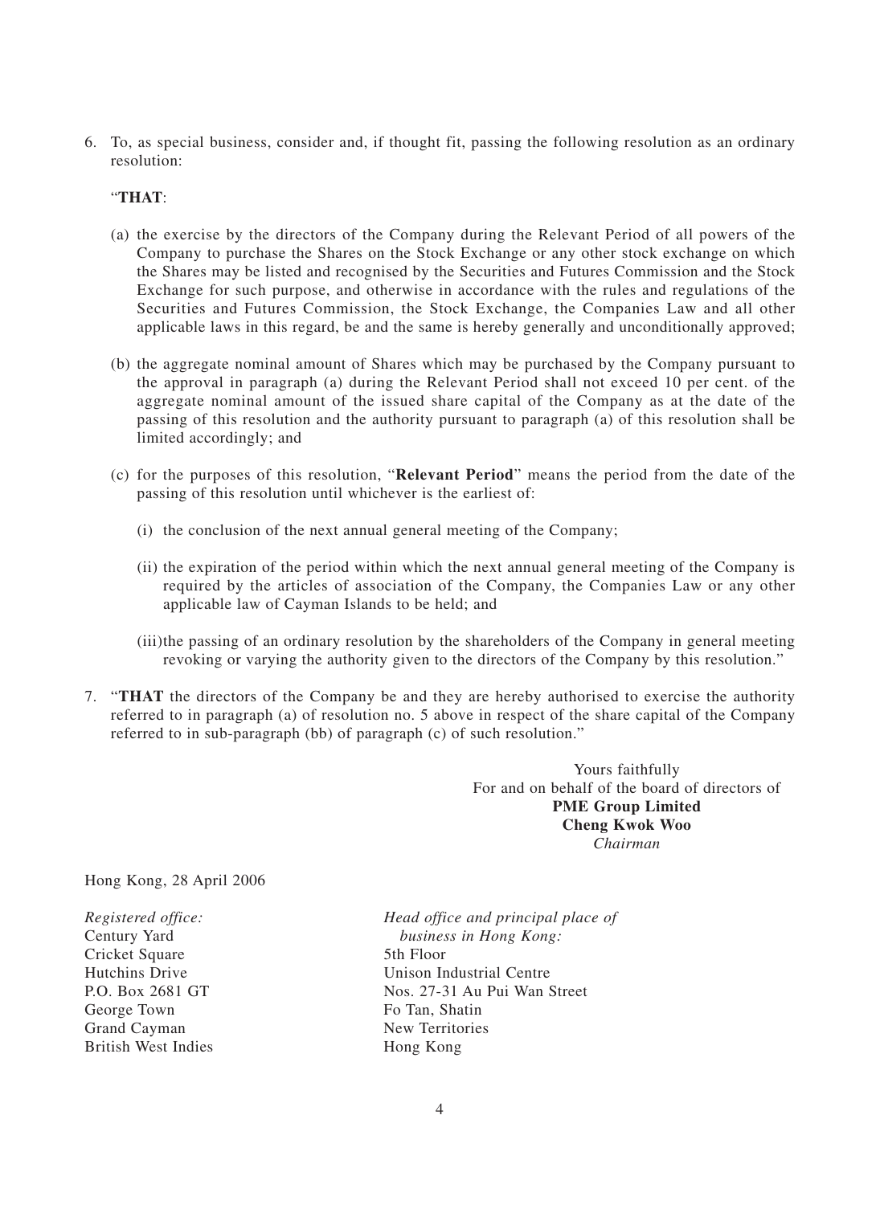6. To, as special business, consider and, if thought fit, passing the following resolution as an ordinary resolution:

   "**THAT**:

   (a) the exercise by the directors of the Company during the Relevant Period of all powers of the Company to purchase the Shares on the Stock Exchange or any other stock exchange on which the Shares may be listed and recognised by the Securities and Futures Commission and the Stock Exchange for such purpose, and otherwise in accordance with the rules and regulations of the Securities and Futures Commission, the Stock Exchange, the Companies Law and all other applicable laws in this regard, be and the same is hereby generally and unconditionally approved;

   (b) the aggregate nominal amount of Shares which may be purchased by the Company pursuant to the approval in paragraph (a) during the Relevant Period shall not exceed 10 per cent. of the aggregate nominal amount of the issued share capital of the Company as at the date of the passing of this resolution and the authority pursuant to paragraph (a) of this resolution shall be limited accordingly; and

   (c) for the purposes of this resolution, "**Relevant Period**" means the period from the date of the passing of this resolution until whichever is the earliest of:

      (i) the conclusion of the next annual general meeting of the Company;

      (ii) the expiration of the period within which the next annual general meeting of the Company is required by the articles of association of the Company, the Companies Law or any other applicable law of Cayman Islands to be held; and

      (iii) the passing of an ordinary resolution by the shareholders of the Company in general meeting revoking or varying the authority given to the directors of the Company by this resolution."

7. "**THAT** the directors of the Company be and they are hereby authorised to exercise the authority referred to in paragraph (a) of resolution no. 5 above in respect of the share capital of the Company referred to in sub-paragraph (bb) of paragraph (c) of such resolution."

Yours faithfully
For and on behalf of the board of directors of
**PME Group Limited**
**Cheng Kwok Woo**
*Chairman*

Hong Kong, 28 April 2006

*Registered office:*
Century Yard
Cricket Square
Hutchins Drive
P.O. Box 2681 GT
George Town
Grand Cayman
British West Indies

*Head office and principal place of business in Hong Kong:*
5th Floor
Unison Industrial Centre
Nos. 27-31 Au Pui Wan Street
Fo Tan, Shatin
New Territories
Hong Kong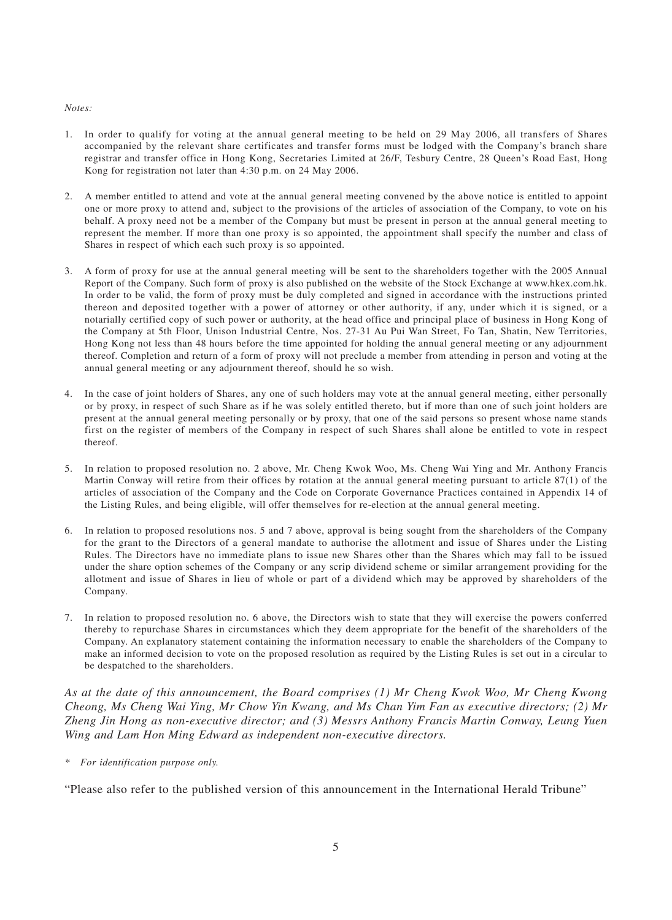*Notes:*

1. In order to qualify for voting at the annual general meeting to be held on 29 May 2006, all transfers of Shares accompanied by the relevant share certificates and transfer forms must be lodged with the Company's branch share registrar and transfer office in Hong Kong, Secretaries Limited at 26/F, Tesbury Centre, 28 Queen's Road East, Hong Kong for registration not later than 4:30 p.m. on 24 May 2006.

2. A member entitled to attend and vote at the annual general meeting convened by the above notice is entitled to appoint one or more proxy to attend and, subject to the provisions of the articles of association of the Company, to vote on his behalf. A proxy need not be a member of the Company but must be present in person at the annual general meeting to represent the member. If more than one proxy is so appointed, the appointment shall specify the number and class of Shares in respect of which each such proxy is so appointed.

3. A form of proxy for use at the annual general meeting will be sent to the shareholders together with the 2005 Annual Report of the Company. Such form of proxy is also published on the website of the Stock Exchange at www.hkex.com.hk. In order to be valid, the form of proxy must be duly completed and signed in accordance with the instructions printed thereon and deposited together with a power of attorney or other authority, if any, under which it is signed, or a notarially certified copy of such power or authority, at the head office and principal place of business in Hong Kong of the Company at 5th Floor, Unison Industrial Centre, Nos. 27-31 Au Pui Wan Street, Fo Tan, Shatin, New Territories, Hong Kong not less than 48 hours before the time appointed for holding the annual general meeting or any adjournment thereof. Completion and return of a form of proxy will not preclude a member from attending in person and voting at the annual general meeting or any adjournment thereof, should he so wish.

4. In the case of joint holders of Shares, any one of such holders may vote at the annual general meeting, either personally or by proxy, in respect of such Share as if he was solely entitled thereto, but if more than one of such joint holders are present at the annual general meeting personally or by proxy, that one of the said persons so present whose name stands first on the register of members of the Company in respect of such Shares shall alone be entitled to vote in respect thereof.

5. In relation to proposed resolution no. 2 above, Mr. Cheng Kwok Woo, Ms. Cheng Wai Ying and Mr. Anthony Francis Martin Conway will retire from their offices by rotation at the annual general meeting pursuant to article 87(1) of the articles of association of the Company and the Code on Corporate Governance Practices contained in Appendix 14 of the Listing Rules, and being eligible, will offer themselves for re-election at the annual general meeting.

6. In relation to proposed resolutions nos. 5 and 7 above, approval is being sought from the shareholders of the Company for the grant to the Directors of a general mandate to authorise the allotment and issue of Shares under the Listing Rules. The Directors have no immediate plans to issue new Shares other than the Shares which may fall to be issued under the share option schemes of the Company or any scrip dividend scheme or similar arrangement providing for the allotment and issue of Shares in lieu of whole or part of a dividend which may be approved by shareholders of the Company.

7. In relation to proposed resolution no. 6 above, the Directors wish to state that they will exercise the powers conferred thereby to repurchase Shares in circumstances which they deem appropriate for the benefit of the shareholders of the Company. An explanatory statement containing the information necessary to enable the shareholders of the Company to make an informed decision to vote on the proposed resolution as required by the Listing Rules is set out in a circular to be despatched to the shareholders.

*As at the date of this announcement, the Board comprises (1) Mr Cheng Kwok Woo, Mr Cheng Kwong Cheong, Ms Cheng Wai Ying, Mr Chow Yin Kwang, and Ms Chan Yim Fan as executive directors; (2) Mr Zheng Jin Hong as non-executive director; and (3) Messrs Anthony Francis Martin Conway, Leung Yuen Wing and Lam Hon Ming Edward as independent non-executive directors.*

* *For identification purpose only.*

"Please also refer to the published version of this announcement in the International Herald Tribune"